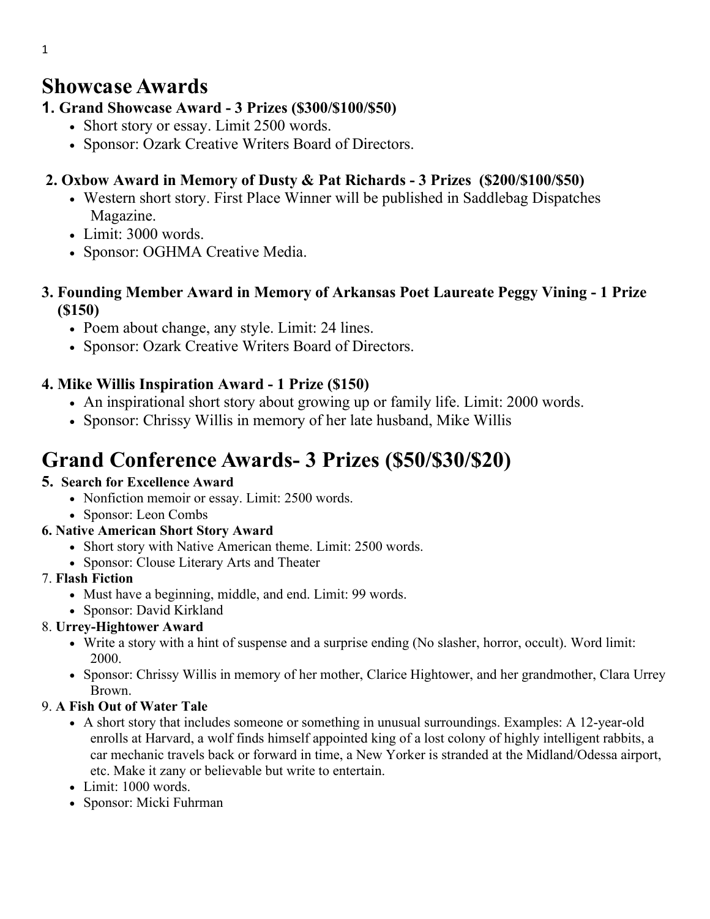# Showcase Awards

### 1. Grand Showcase Award - 3 Prizes ($300/$100/$50)

- Short story or essay. Limit 2500 words.
- Sponsor: Ozark Creative Writers Board of Directors.

### 2. Oxbow Award in Memory of Dusty & Pat Richards - 3 Prizes ($200/$100/$50)

- Western short story. First Place Winner will be published in Saddlebag Dispatches Magazine.
- Limit: 3000 words.
- Sponsor: OGHMA Creative Media.

### 3. Founding Member Award in Memory of Arkansas Poet Laureate Peggy Vining - 1 Prize ($150)

- Poem about change, any style. Limit: 24 lines.
- Sponsor: Ozark Creative Writers Board of Directors.

### 4. Mike Willis Inspiration Award - 1 Prize ($150)

- An inspirational short story about growing up or family life. Limit: 2000 words.
- Sponsor: Chrissy Willis in memory of her late husband, Mike Willis

# Grand Conference Awards- 3 Prizes ($50/$30/$20)

**5. Search for Excellence Award**

- Nonfiction memoir or essay. Limit: 2500 words.
- Sponsor: Leon Combs

**6. Native American Short Story Award**

- Short story with Native American theme. Limit: 2500 words.
- Sponsor: Clouse Literary Arts and Theater

7. **Flash Fiction**

- Must have a beginning, middle, and end. Limit: 99 words.
- Sponsor: David Kirkland

8. **Urrey-Hightower Award**

- Write a story with a hint of suspense and a surprise ending (No slasher, horror, occult). Word limit: 2000.
- Sponsor: Chrissy Willis in memory of her mother, Clarice Hightower, and her grandmother, Clara Urrey Brown.

9. **A Fish Out of Water Tale**

- A short story that includes someone or something in unusual surroundings. Examples: A 12-year-old enrolls at Harvard, a wolf finds himself appointed king of a lost colony of highly intelligent rabbits, a car mechanic travels back or forward in time, a New Yorker is stranded at the Midland/Odessa airport, etc. Make it zany or believable but write to entertain.
- Limit: 1000 words.
- Sponsor: Micki Fuhrman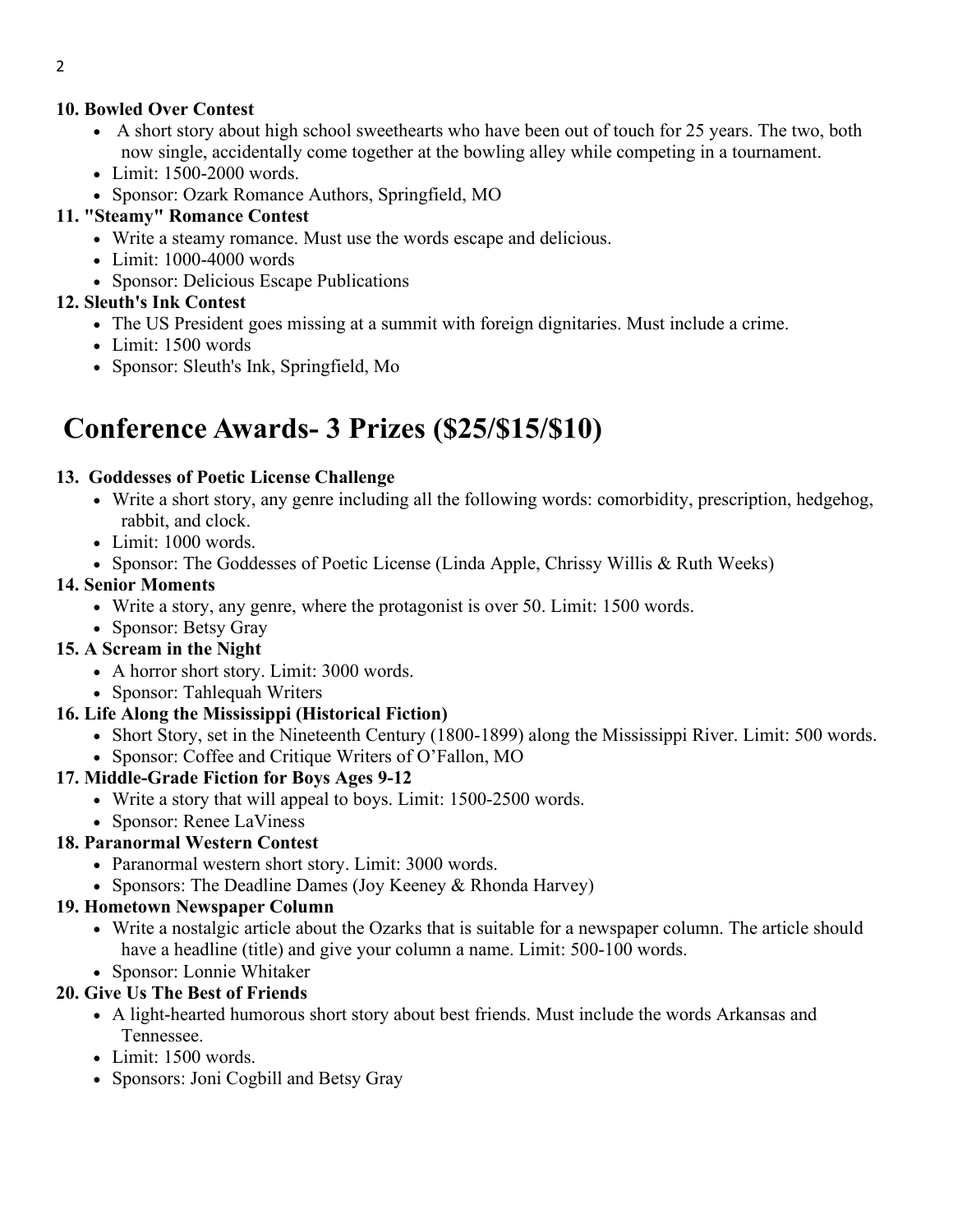**10. Bowled Over Contest**

- A short story about high school sweethearts who have been out of touch for 25 years. The two, both now single, accidentally come together at the bowling alley while competing in a tournament.
- Limit: 1500-2000 words.
- Sponsor: Ozark Romance Authors, Springfield, MO

**11. "Steamy" Romance Contest**

- Write a steamy romance. Must use the words escape and delicious.
- Limit: 1000-4000 words
- Sponsor: Delicious Escape Publications

**12. Sleuth's Ink Contest**

- The US President goes missing at a summit with foreign dignitaries. Must include a crime.
- Limit: 1500 words
- Sponsor: Sleuth's Ink, Springfield, Mo

# Conference Awards- 3 Prizes ($25/$15/$10)

**13. Goddesses of Poetic License Challenge**

- Write a short story, any genre including all the following words: comorbidity, prescription, hedgehog, rabbit, and clock.
- Limit: 1000 words.
- Sponsor: The Goddesses of Poetic License (Linda Apple, Chrissy Willis & Ruth Weeks)

**14. Senior Moments**

- Write a story, any genre, where the protagonist is over 50. Limit: 1500 words.
- Sponsor: Betsy Gray

**15. A Scream in the Night**

- A horror short story. Limit: 3000 words.
- Sponsor: Tahlequah Writers

**16. Life Along the Mississippi (Historical Fiction)**

- Short Story, set in the Nineteenth Century (1800-1899) along the Mississippi River. Limit: 500 words.
- Sponsor: Coffee and Critique Writers of O'Fallon, MO

**17. Middle-Grade Fiction for Boys Ages 9-12**

- Write a story that will appeal to boys. Limit: 1500-2500 words.
- Sponsor: Renee LaViness

**18. Paranormal Western Contest**

- Paranormal western short story. Limit: 3000 words.
- Sponsors: The Deadline Dames (Joy Keeney & Rhonda Harvey)

**19. Hometown Newspaper Column**

- Write a nostalgic article about the Ozarks that is suitable for a newspaper column. The article should have a headline (title) and give your column a name. Limit: 500-100 words.
- Sponsor: Lonnie Whitaker

**20. Give Us The Best of Friends**

- A light-hearted humorous short story about best friends. Must include the words Arkansas and Tennessee.
- Limit: 1500 words.
- Sponsors: Joni Cogbill and Betsy Gray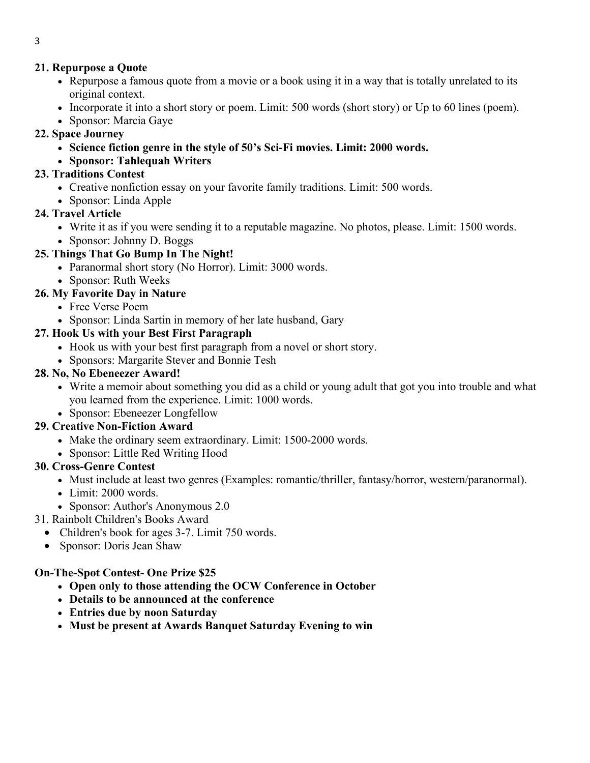**21. Repurpose a Quote**

- Repurpose a famous quote from a movie or a book using it in a way that is totally unrelated to its original context.
- Incorporate it into a short story or poem. Limit: 500 words (short story) or Up to 60 lines (poem).
- Sponsor: Marcia Gaye

**22. Space Journey**

- **Science fiction genre in the style of 50's Sci-Fi movies. Limit: 2000 words.**
- **Sponsor: Tahlequah Writers**

**23. Traditions Contest**

- Creative nonfiction essay on your favorite family traditions. Limit: 500 words.
- Sponsor: Linda Apple

**24. Travel Article**

- Write it as if you were sending it to a reputable magazine. No photos, please. Limit: 1500 words.
- Sponsor: Johnny D. Boggs

**25. Things That Go Bump In The Night!**

- Paranormal short story (No Horror). Limit: 3000 words.
- Sponsor: Ruth Weeks

**26. My Favorite Day in Nature**

- Free Verse Poem
- Sponsor: Linda Sartin in memory of her late husband, Gary

**27. Hook Us with your Best First Paragraph**

- Hook us with your best first paragraph from a novel or short story.
- Sponsors: Margarite Stever and Bonnie Tesh

**28. No, No Ebeneezer Award!**

- Write a memoir about something you did as a child or young adult that got you into trouble and what you learned from the experience. Limit: 1000 words.
- Sponsor: Ebeneezer Longfellow

**29. Creative Non-Fiction Award**

- Make the ordinary seem extraordinary. Limit: 1500-2000 words.
- Sponsor: Little Red Writing Hood

**30. Cross-Genre Contest**

- Must include at least two genres (Examples: romantic/thriller, fantasy/horror, western/paranormal).
- Limit: 2000 words.
- Sponsor: Author's Anonymous 2.0

31. Rainbolt Children's Books Award

- Children's book for ages 3-7. Limit 750 words.
- Sponsor: Doris Jean Shaw

**On-The-Spot Contest- One Prize $25**

- **Open only to those attending the OCW Conference in October**
- **Details to be announced at the conference**
- **Entries due by noon Saturday**
- **Must be present at Awards Banquet Saturday Evening to win**